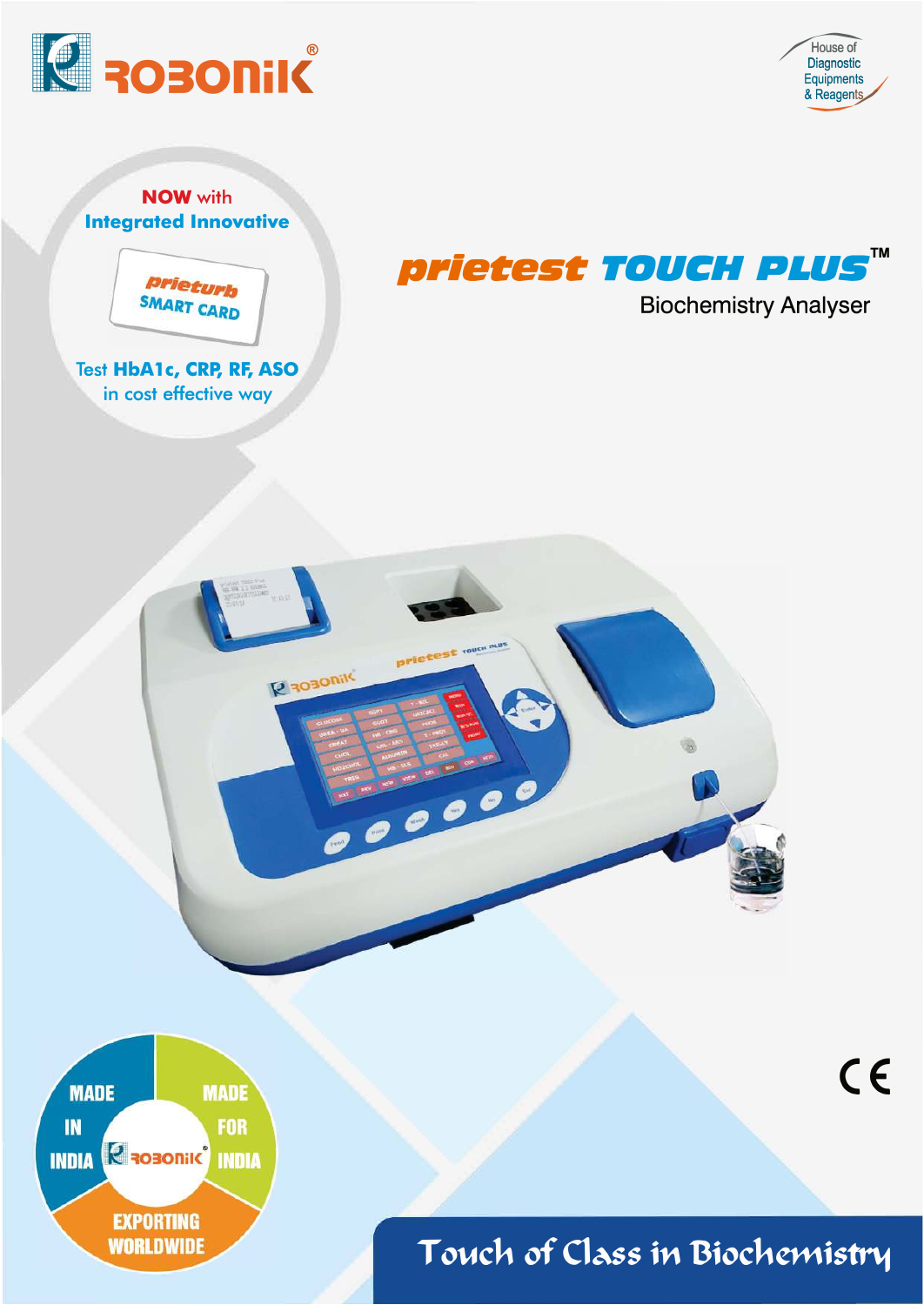# ROBONIK®

House of Diagnostic Equipments & Reagents

**NOW** with **Integrated Innovative**

*prieturb* **SMART CARD**

Test **HbA1c, CRP, RF, ASO** in cost effective way

## *prietest* TOUCH PLUS™

Biochemistry Analyser

MADE IN INDIA — MADE FOR INDIA — EXPORTING WORLDWIDE

CE

**Touch of Class in Biochemistry**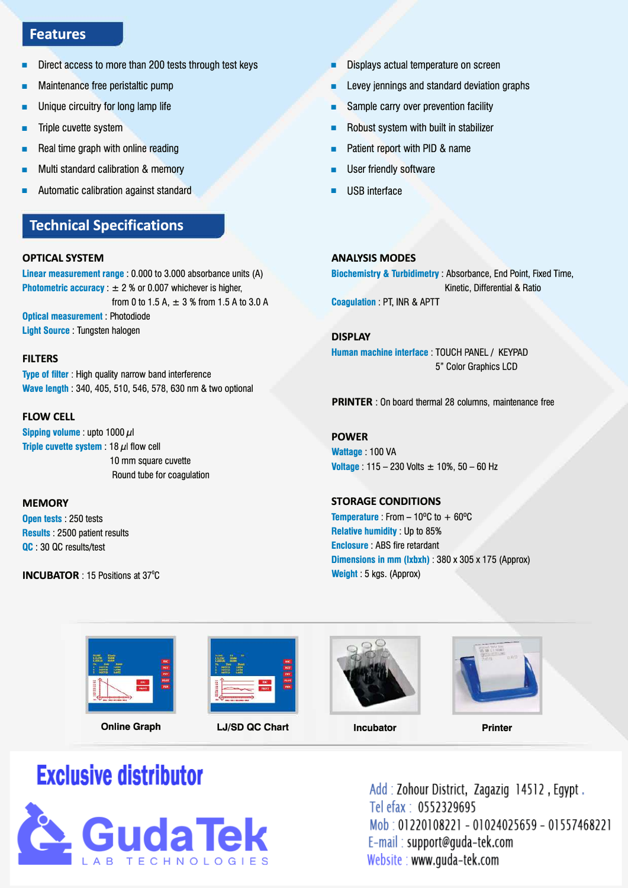## Features

- Direct access to more than 200 tests through test keys
- Maintenance free peristaltic pump
- Unique circuitry for long lamp life
- Triple cuvette system
- Real time graph with online reading
- Multi standard calibration & memory
- Automatic calibration against standard
- Displays actual temperature on screen
- Levey jennings and standard deviation graphs
- Sample carry over prevention facility
- Robust system with built in stabilizer
- Patient report with PID & name
- User friendly software
- USB interface

## Technical Specifications

### OPTICAL SYSTEM

**Linear measurement range** : 0.000 to 3.000 absorbance units (A)
**Photometric accuracy** : ± 2 % or 0.007 whichever is higher,
from 0 to 1.5 A, ± 3 % from 1.5 A to 3.0 A
**Optical measurement** : Photodiode
**Light Source** : Tungsten halogen

### FILTERS

**Type of filter** : High quality narrow band interference
**Wave length** : 340, 405, 510, 546, 578, 630 nm & two optional

### FLOW CELL

**Sipping volume** : upto 1000 µl
**Triple cuvette system** : 18 µl flow cell
10 mm square cuvette
Round tube for coagulation

### MEMORY

**Open tests** : 250 tests
**Results** : 2500 patient results
**QC** : 30 QC results/test

**INCUBATOR** : 15 Positions at 37°C

### ANALYSIS MODES

**Biochemistry & Turbidimetry** : Absorbance, End Point, Fixed Time, Kinetic, Differential & Ratio
**Coagulation** : PT, INR & APTT

### DISPLAY

**Human machine interface** : TOUCH PANEL / KEYPAD
5" Color Graphics LCD

**PRINTER** : On board thermal 28 columns, maintenance free

### POWER

**Wattage** : 100 VA
**Voltage** : 115 – 230 Volts ± 10%, 50 – 60 Hz

### STORAGE CONDITIONS

**Temperature** : From – 10°C to + 60°C
**Relative humidity** : Up to 85%
**Enclosure** : ABS fire retardant
**Dimensions in mm (lxbxh)** : 380 x 305 x 175 (Approx)
**Weight** : 5 kgs. (Approx)

Online Graph

LJ/SD QC Chart

Incubator

Printer

**Exclusive distributor**

Guda Tek
LAB TECHNOLOGIES

Add : Zohour District, Zagazig 14512 , Egypt .
Tel efax : 0552329695
Mob : 01220108221 - 01024025659 - 01557468221
E-mail : support@guda-tek.com
Website : www.guda-tek.com